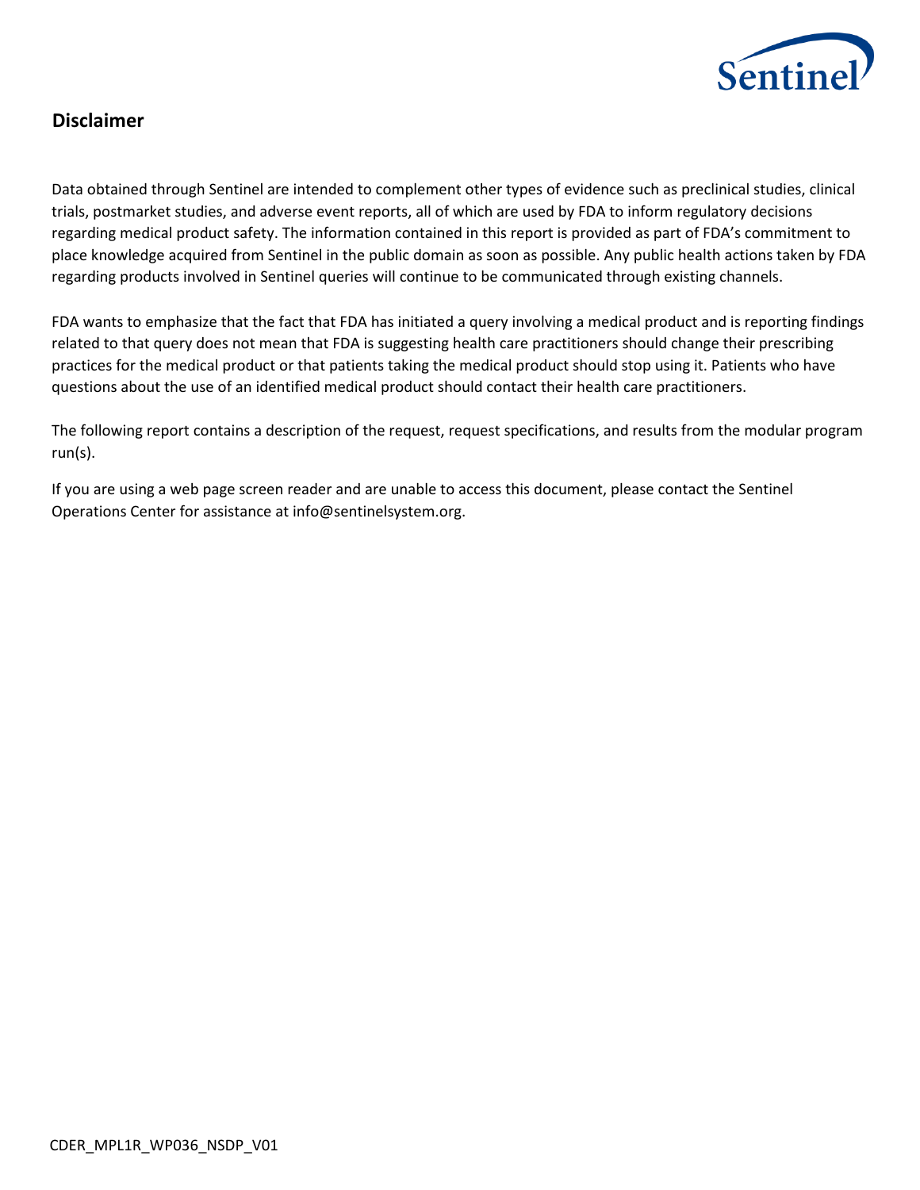## Disclaimer

Data obtained through Sentinel are intended to complement other types of evidence such as preclinical studies, clinical trials, postmarket studies, and adverse event reports, all of which are used by FDA to inform regulatory decisions regarding medical product safety. The information contained in this report is provided as part of FDA's commitment to place knowledge acquired from Sentinel in the public domain as soon as possible. Any public health actions taken by FDA regarding products involved in Sentinel queries will continue to be communicated through existing channels.

FDA wants to emphasize that the fact that FDA has initiated a query involving a medical product and is reporting findings related to that query does not mean that FDA is suggesting health care practitioners should change their prescribing practices for the medical product or that patients taking the medical product should stop using it. Patients who have questions about the use of an identified medical product should contact their health care practitioners.

The following report contains a description of the request, request specifications, and results from the modular program run(s).

If you are using a web page screen reader and are unable to access this document, please contact the Sentinel Operations Center for assistance at info@sentinelsystem.org.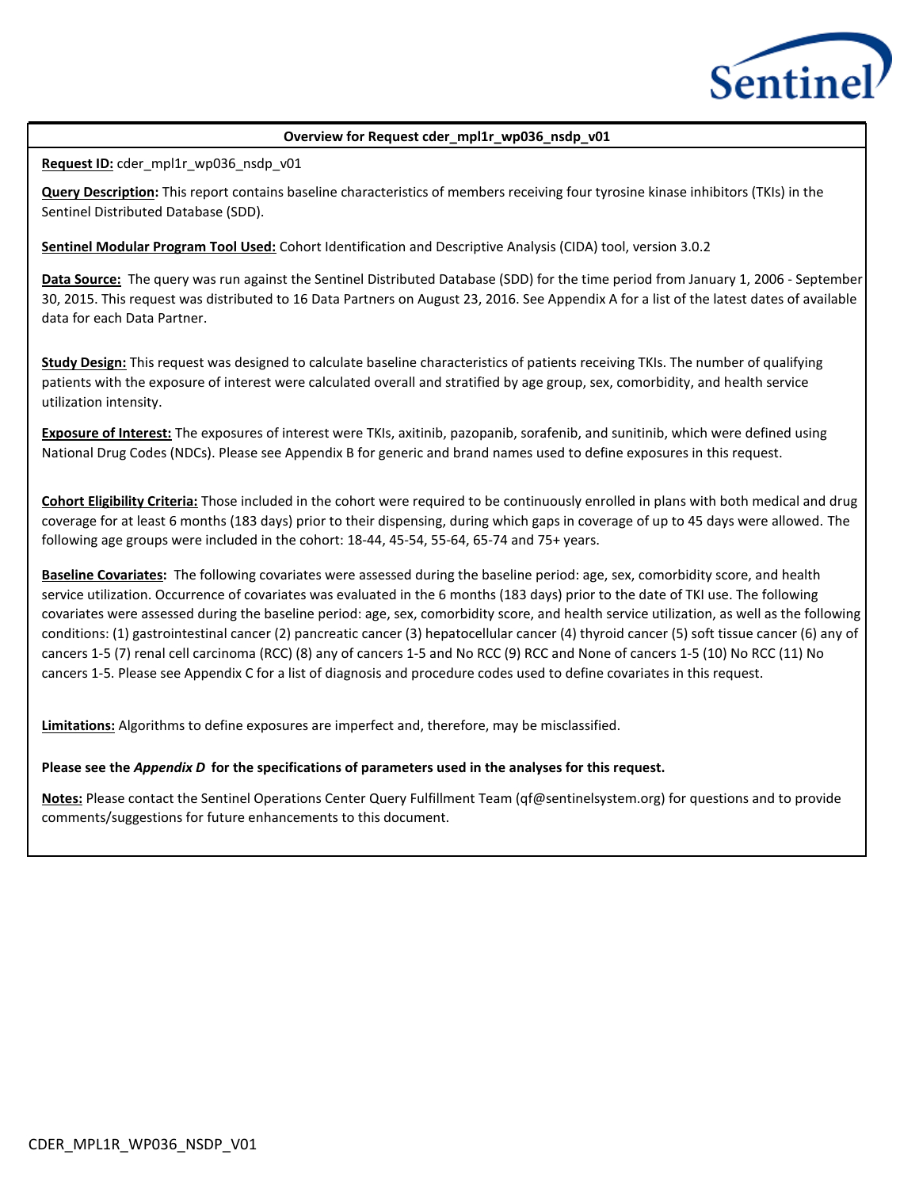## Overview for Request cder_mpl1r_wp036_nsdp_v01

**Request ID:** cder_mpl1r_wp036_nsdp_v01

**Query Description:** This report contains baseline characteristics of members receiving four tyrosine kinase inhibitors (TKIs) in the Sentinel Distributed Database (SDD).

**Sentinel Modular Program Tool Used:** Cohort Identification and Descriptive Analysis (CIDA) tool, version 3.0.2

**Data Source:** The query was run against the Sentinel Distributed Database (SDD) for the time period from January 1, 2006 - September 30, 2015. This request was distributed to 16 Data Partners on August 23, 2016. See Appendix A for a list of the latest dates of available data for each Data Partner.

**Study Design:** This request was designed to calculate baseline characteristics of patients receiving TKIs. The number of qualifying patients with the exposure of interest were calculated overall and stratified by age group, sex, comorbidity, and health service utilization intensity.

**Exposure of Interest:** The exposures of interest were TKIs, axitinib, pazopanib, sorafenib, and sunitinib, which were defined using National Drug Codes (NDCs). Please see Appendix B for generic and brand names used to define exposures in this request.

**Cohort Eligibility Criteria:** Those included in the cohort were required to be continuously enrolled in plans with both medical and drug coverage for at least 6 months (183 days) prior to their dispensing, during which gaps in coverage of up to 45 days were allowed. The following age groups were included in the cohort: 18-44, 45-54, 55-64, 65-74 and 75+ years.

**Baseline Covariates:** The following covariates were assessed during the baseline period: age, sex, comorbidity score, and health service utilization. Occurrence of covariates was evaluated in the 6 months (183 days) prior to the date of TKI use. The following covariates were assessed during the baseline period: age, sex, comorbidity score, and health service utilization, as well as the following conditions: (1) gastrointestinal cancer (2) pancreatic cancer (3) hepatocellular cancer (4) thyroid cancer (5) soft tissue cancer (6) any of cancers 1-5 (7) renal cell carcinoma (RCC) (8) any of cancers 1-5 and No RCC (9) RCC and None of cancers 1-5 (10) No RCC (11) No cancers 1-5. Please see Appendix C for a list of diagnosis and procedure codes used to define covariates in this request.

**Limitations:** Algorithms to define exposures are imperfect and, therefore, may be misclassified.

**Please see the *Appendix D* for the specifications of parameters used in the analyses for this request.**

**Notes:** Please contact the Sentinel Operations Center Query Fulfillment Team (qf@sentinelsystem.org) for questions and to provide comments/suggestions for future enhancements to this document.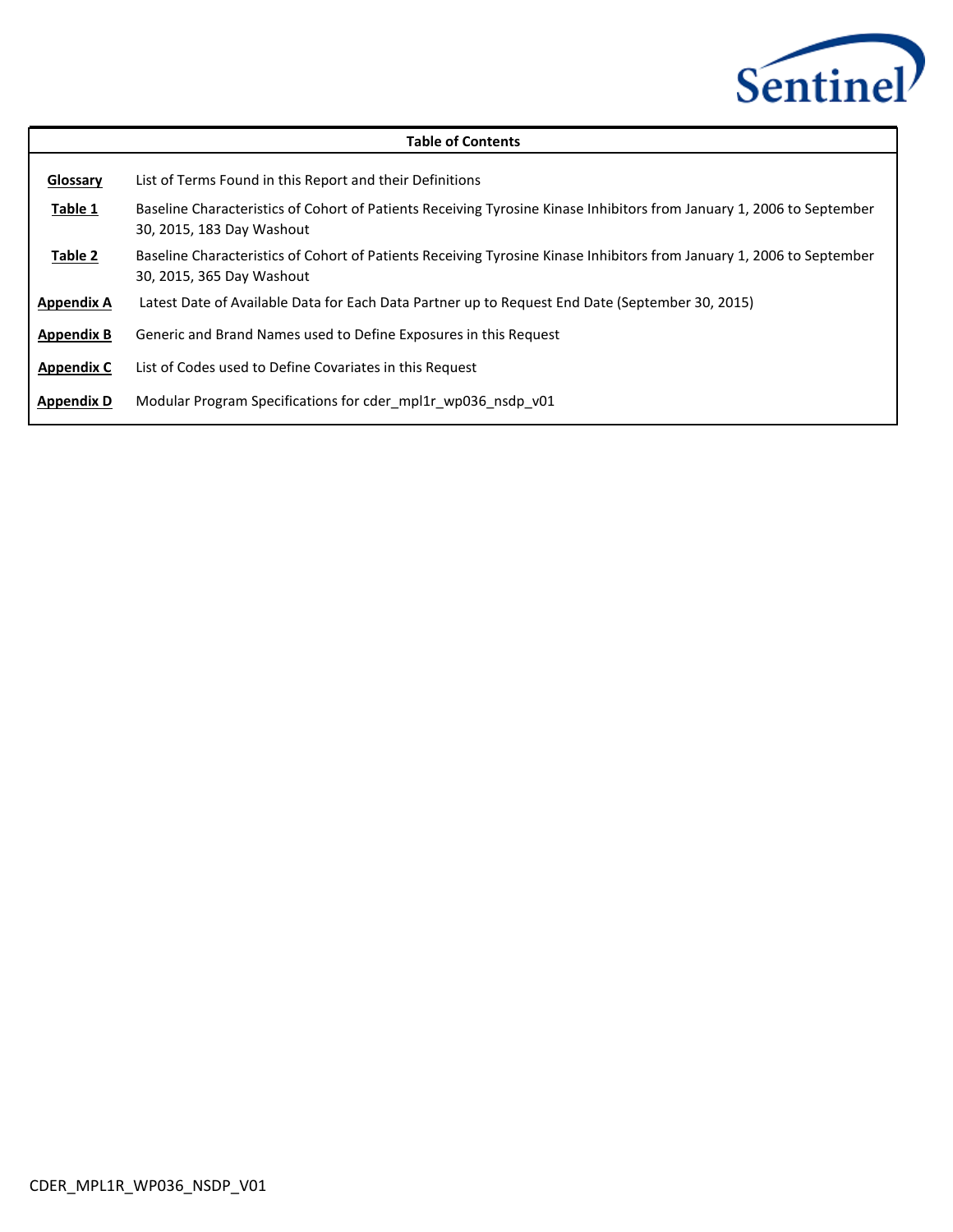| Table of Contents | |
|---|---|
| **Glossary** | List of Terms Found in this Report and their Definitions |
| **Table 1** | Baseline Characteristics of Cohort of Patients Receiving Tyrosine Kinase Inhibitors from January 1, 2006 to September 30, 2015, 183 Day Washout |
| **Table 2** | Baseline Characteristics of Cohort of Patients Receiving Tyrosine Kinase Inhibitors from January 1, 2006 to September 30, 2015, 365 Day Washout |
| **Appendix A** | Latest Date of Available Data for Each Data Partner up to Request End Date (September 30, 2015) |
| **Appendix B** | Generic and Brand Names used to Define Exposures in this Request |
| **Appendix C** | List of Codes used to Define Covariates in this Request |
| **Appendix D** | Modular Program Specifications for cder_mpl1r_wp036_nsdp_v01 |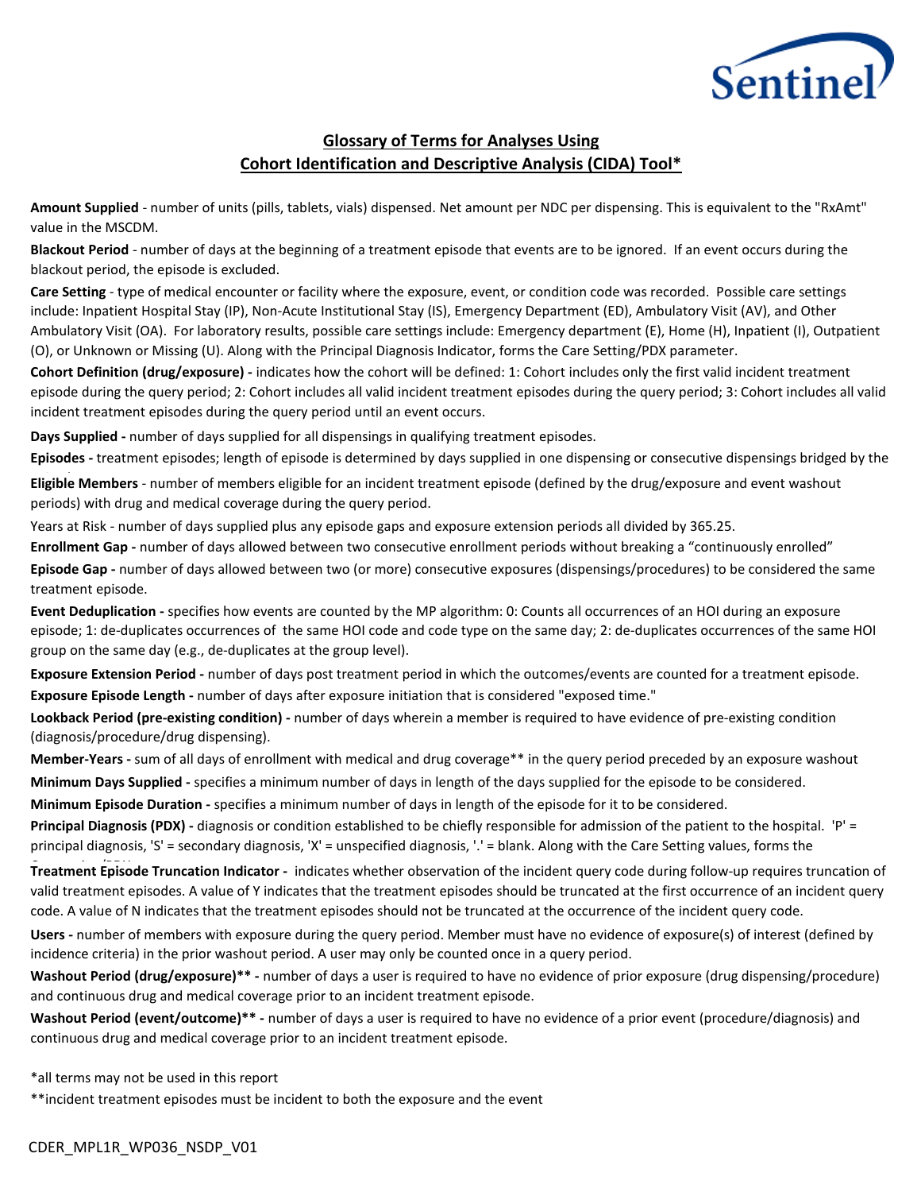# Glossary of Terms for Analyses Using Cohort Identification and Descriptive Analysis (CIDA) Tool*

**Amount Supplied** - number of units (pills, tablets, vials) dispensed. Net amount per NDC per dispensing. This is equivalent to the "RxAmt" value in the MSCDM.

**Blackout Period** - number of days at the beginning of a treatment episode that events are to be ignored. If an event occurs during the blackout period, the episode is excluded.

**Care Setting** - type of medical encounter or facility where the exposure, event, or condition code was recorded. Possible care settings include: Inpatient Hospital Stay (IP), Non-Acute Institutional Stay (IS), Emergency Department (ED), Ambulatory Visit (AV), and Other Ambulatory Visit (OA). For laboratory results, possible care settings include: Emergency department (E), Home (H), Inpatient (I), Outpatient (O), or Unknown or Missing (U). Along with the Principal Diagnosis Indicator, forms the Care Setting/PDX parameter.

**Cohort Definition (drug/exposure) -** indicates how the cohort will be defined: 1: Cohort includes only the first valid incident treatment episode during the query period; 2: Cohort includes all valid incident treatment episodes during the query period; 3: Cohort includes all valid incident treatment episodes during the query period until an event occurs.

**Days Supplied -** number of days supplied for all dispensings in qualifying treatment episodes.

**Episodes -** treatment episodes; length of episode is determined by days supplied in one dispensing or consecutive dispensings bridged by the

**Eligible Members** - number of members eligible for an incident treatment episode (defined by the drug/exposure and event washout periods) with drug and medical coverage during the query period.

Years at Risk - number of days supplied plus any episode gaps and exposure extension periods all divided by 365.25.

**Enrollment Gap -** number of days allowed between two consecutive enrollment periods without breaking a "continuously enrolled"

**Episode Gap -** number of days allowed between two (or more) consecutive exposures (dispensings/procedures) to be considered the same treatment episode.

**Event Deduplication -** specifies how events are counted by the MP algorithm: 0: Counts all occurrences of an HOI during an exposure episode; 1: de-duplicates occurrences of the same HOI code and code type on the same day; 2: de-duplicates occurrences of the same HOI group on the same day (e.g., de-duplicates at the group level).

**Exposure Extension Period -** number of days post treatment period in which the outcomes/events are counted for a treatment episode.

**Exposure Episode Length -** number of days after exposure initiation that is considered "exposed time."

**Lookback Period (pre-existing condition) -** number of days wherein a member is required to have evidence of pre-existing condition (diagnosis/procedure/drug dispensing).

**Member-Years -** sum of all days of enrollment with medical and drug coverage** in the query period preceded by an exposure washout

**Minimum Days Supplied -** specifies a minimum number of days in length of the days supplied for the episode to be considered.

**Minimum Episode Duration -** specifies a minimum number of days in length of the episode for it to be considered.

**Principal Diagnosis (PDX) -** diagnosis or condition established to be chiefly responsible for admission of the patient to the hospital. 'P' = principal diagnosis, 'S' = secondary diagnosis, 'X' = unspecified diagnosis, '.' = blank. Along with the Care Setting values, forms the

**Treatment Episode Truncation Indicator -** indicates whether observation of the incident query code during follow-up requires truncation of valid treatment episodes. A value of Y indicates that the treatment episodes should be truncated at the first occurrence of an incident query code. A value of N indicates that the treatment episodes should not be truncated at the occurrence of the incident query code.

**Users -** number of members with exposure during the query period. Member must have no evidence of exposure(s) of interest (defined by incidence criteria) in the prior washout period. A user may only be counted once in a query period.

**Washout Period (drug/exposure)** -** number of days a user is required to have no evidence of prior exposure (drug dispensing/procedure) and continuous drug and medical coverage prior to an incident treatment episode.

**Washout Period (event/outcome)** -** number of days a user is required to have no evidence of a prior event (procedure/diagnosis) and continuous drug and medical coverage prior to an incident treatment episode.

*all terms may not be used in this report

**incident treatment episodes must be incident to both the exposure and the event

CDER_MPL1R_WP036_NSDP_V01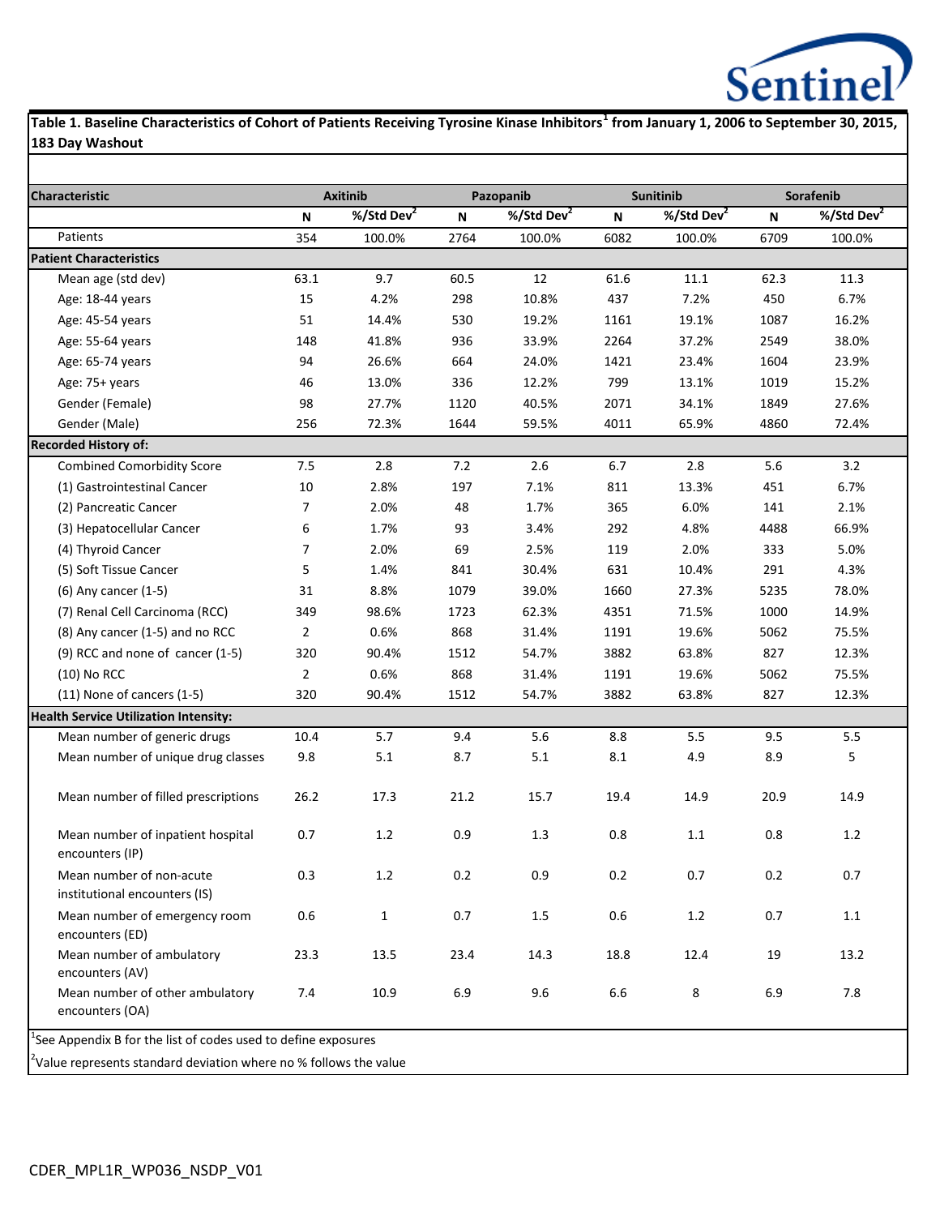**Table 1. Baseline Characteristics of Cohort of Patients Receiving Tyrosine Kinase Inhibitors[1] from January 1, 2006 to September 30, 2015, 183 Day Washout**

| Characteristic | Axitinib | | Pazopanib | | Sunitinib | | Sorafenib | |
|---|---|---|---|---|---|---|---|---|
| | N | %/Std Dev[2] | N | %/Std Dev[2] | N | %/Std Dev[2] | N | %/Std Dev[2] |
| Patients | 354 | 100.0% | 2764 | 100.0% | 6082 | 100.0% | 6709 | 100.0% |
| **Patient Characteristics** | | | | | | | | |
| Mean age (std dev) | 63.1 | 9.7 | 60.5 | 12 | 61.6 | 11.1 | 62.3 | 11.3 |
| Age: 18-44 years | 15 | 4.2% | 298 | 10.8% | 437 | 7.2% | 450 | 6.7% |
| Age: 45-54 years | 51 | 14.4% | 530 | 19.2% | 1161 | 19.1% | 1087 | 16.2% |
| Age: 55-64 years | 148 | 41.8% | 936 | 33.9% | 2264 | 37.2% | 2549 | 38.0% |
| Age: 65-74 years | 94 | 26.6% | 664 | 24.0% | 1421 | 23.4% | 1604 | 23.9% |
| Age: 75+ years | 46 | 13.0% | 336 | 12.2% | 799 | 13.1% | 1019 | 15.2% |
| Gender (Female) | 98 | 27.7% | 1120 | 40.5% | 2071 | 34.1% | 1849 | 27.6% |
| Gender (Male) | 256 | 72.3% | 1644 | 59.5% | 4011 | 65.9% | 4860 | 72.4% |
| **Recorded History of:** | | | | | | | | |
| Combined Comorbidity Score | 7.5 | 2.8 | 7.2 | 2.6 | 6.7 | 2.8 | 5.6 | 3.2 |
| (1) Gastrointestinal Cancer | 10 | 2.8% | 197 | 7.1% | 811 | 13.3% | 451 | 6.7% |
| (2) Pancreatic Cancer | 7 | 2.0% | 48 | 1.7% | 365 | 6.0% | 141 | 2.1% |
| (3) Hepatocellular Cancer | 6 | 1.7% | 93 | 3.4% | 292 | 4.8% | 4488 | 66.9% |
| (4) Thyroid Cancer | 7 | 2.0% | 69 | 2.5% | 119 | 2.0% | 333 | 5.0% |
| (5) Soft Tissue Cancer | 5 | 1.4% | 841 | 30.4% | 631 | 10.4% | 291 | 4.3% |
| (6) Any cancer (1-5) | 31 | 8.8% | 1079 | 39.0% | 1660 | 27.3% | 5235 | 78.0% |
| (7) Renal Cell Carcinoma (RCC) | 349 | 98.6% | 1723 | 62.3% | 4351 | 71.5% | 1000 | 14.9% |
| (8) Any cancer (1-5) and no RCC | 2 | 0.6% | 868 | 31.4% | 1191 | 19.6% | 5062 | 75.5% |
| (9) RCC and none of cancer (1-5) | 320 | 90.4% | 1512 | 54.7% | 3882 | 63.8% | 827 | 12.3% |
| (10) No RCC | 2 | 0.6% | 868 | 31.4% | 1191 | 19.6% | 5062 | 75.5% |
| (11) None of cancers (1-5) | 320 | 90.4% | 1512 | 54.7% | 3882 | 63.8% | 827 | 12.3% |
| **Health Service Utilization Intensity:** | | | | | | | | |
| Mean number of generic drugs | 10.4 | 5.7 | 9.4 | 5.6 | 8.8 | 5.5 | 9.5 | 5.5 |
| Mean number of unique drug classes | 9.8 | 5.1 | 8.7 | 5.1 | 8.1 | 4.9 | 8.9 | 5 |
| Mean number of filled prescriptions | 26.2 | 17.3 | 21.2 | 15.7 | 19.4 | 14.9 | 20.9 | 14.9 |
| Mean number of inpatient hospital encounters (IP) | 0.7 | 1.2 | 0.9 | 1.3 | 0.8 | 1.1 | 0.8 | 1.2 |
| Mean number of non-acute institutional encounters (IS) | 0.3 | 1.2 | 0.2 | 0.9 | 0.2 | 0.7 | 0.2 | 0.7 |
| Mean number of emergency room encounters (ED) | 0.6 | 1 | 0.7 | 1.5 | 0.6 | 1.2 | 0.7 | 1.1 |
| Mean number of ambulatory encounters (AV) | 23.3 | 13.5 | 23.4 | 14.3 | 18.8 | 12.4 | 19 | 13.2 |
| Mean number of other ambulatory encounters (OA) | 7.4 | 10.9 | 6.9 | 9.6 | 6.6 | 8 | 6.9 | 7.8 |

[1]See Appendix B for the list of codes used to define exposures

[2]Value represents standard deviation where no % follows the value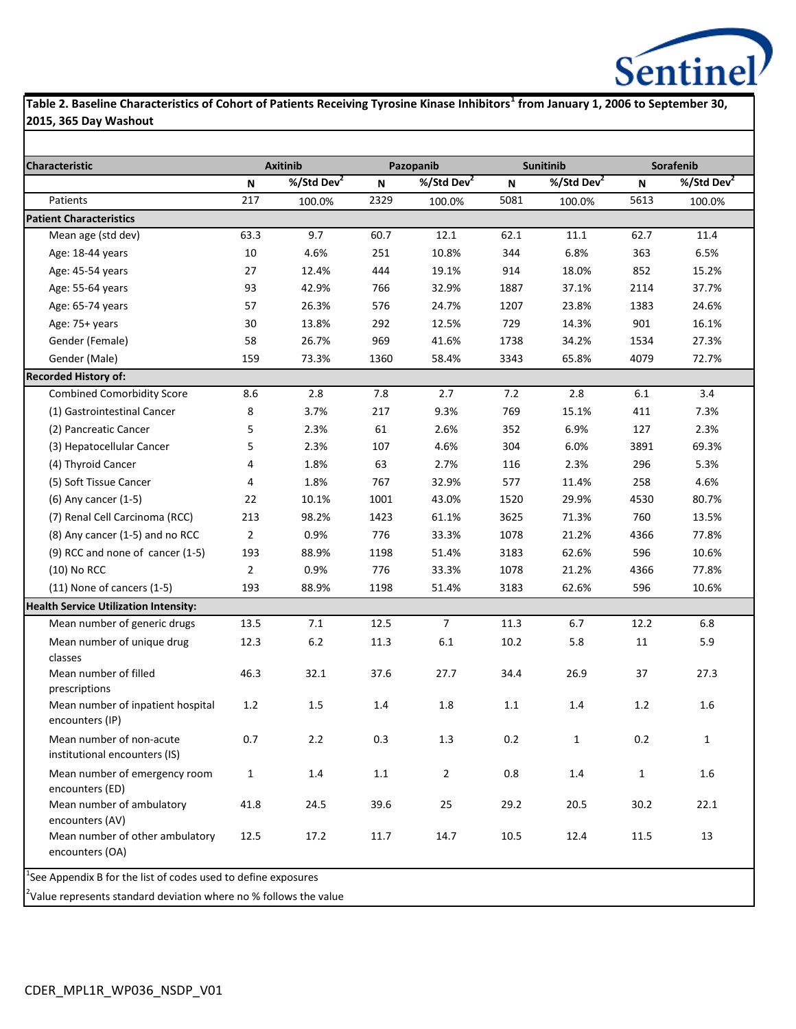**Table 2. Baseline Characteristics of Cohort of Patients Receiving Tyrosine Kinase Inhibitors[1] from January 1, 2006 to September 30, 2015, 365 Day Washout**

| Characteristic | Axitinib | | Pazopanib | | Sunitinib | | Sorafenib | |
|---|---|---|---|---|---|---|---|---|
| | N | %/Std Dev[2] | N | %/Std Dev[2] | N | %/Std Dev[2] | N | %/Std Dev[2] |
| Patients | 217 | 100.0% | 2329 | 100.0% | 5081 | 100.0% | 5613 | 100.0% |
| **Patient Characteristics** | | | | | | | | |
| Mean age (std dev) | 63.3 | 9.7 | 60.7 | 12.1 | 62.1 | 11.1 | 62.7 | 11.4 |
| Age: 18-44 years | 10 | 4.6% | 251 | 10.8% | 344 | 6.8% | 363 | 6.5% |
| Age: 45-54 years | 27 | 12.4% | 444 | 19.1% | 914 | 18.0% | 852 | 15.2% |
| Age: 55-64 years | 93 | 42.9% | 766 | 32.9% | 1887 | 37.1% | 2114 | 37.7% |
| Age: 65-74 years | 57 | 26.3% | 576 | 24.7% | 1207 | 23.8% | 1383 | 24.6% |
| Age: 75+ years | 30 | 13.8% | 292 | 12.5% | 729 | 14.3% | 901 | 16.1% |
| Gender (Female) | 58 | 26.7% | 969 | 41.6% | 1738 | 34.2% | 1534 | 27.3% |
| Gender (Male) | 159 | 73.3% | 1360 | 58.4% | 3343 | 65.8% | 4079 | 72.7% |
| **Recorded History of:** | | | | | | | | |
| Combined Comorbidity Score | 8.6 | 2.8 | 7.8 | 2.7 | 7.2 | 2.8 | 6.1 | 3.4 |
| (1) Gastrointestinal Cancer | 8 | 3.7% | 217 | 9.3% | 769 | 15.1% | 411 | 7.3% |
| (2) Pancreatic Cancer | 5 | 2.3% | 61 | 2.6% | 352 | 6.9% | 127 | 2.3% |
| (3) Hepatocellular Cancer | 5 | 2.3% | 107 | 4.6% | 304 | 6.0% | 3891 | 69.3% |
| (4) Thyroid Cancer | 4 | 1.8% | 63 | 2.7% | 116 | 2.3% | 296 | 5.3% |
| (5) Soft Tissue Cancer | 4 | 1.8% | 767 | 32.9% | 577 | 11.4% | 258 | 4.6% |
| (6) Any cancer (1-5) | 22 | 10.1% | 1001 | 43.0% | 1520 | 29.9% | 4530 | 80.7% |
| (7) Renal Cell Carcinoma (RCC) | 213 | 98.2% | 1423 | 61.1% | 3625 | 71.3% | 760 | 13.5% |
| (8) Any cancer (1-5) and no RCC | 2 | 0.9% | 776 | 33.3% | 1078 | 21.2% | 4366 | 77.8% |
| (9) RCC and none of cancer (1-5) | 193 | 88.9% | 1198 | 51.4% | 3183 | 62.6% | 596 | 10.6% |
| (10) No RCC | 2 | 0.9% | 776 | 33.3% | 1078 | 21.2% | 4366 | 77.8% |
| (11) None of cancers (1-5) | 193 | 88.9% | 1198 | 51.4% | 3183 | 62.6% | 596 | 10.6% |
| **Health Service Utilization Intensity:** | | | | | | | | |
| Mean number of generic drugs | 13.5 | 7.1 | 12.5 | 7 | 11.3 | 6.7 | 12.2 | 6.8 |
| Mean number of unique drug classes | 12.3 | 6.2 | 11.3 | 6.1 | 10.2 | 5.8 | 11 | 5.9 |
| Mean number of filled prescriptions | 46.3 | 32.1 | 37.6 | 27.7 | 34.4 | 26.9 | 37 | 27.3 |
| Mean number of inpatient hospital encounters (IP) | 1.2 | 1.5 | 1.4 | 1.8 | 1.1 | 1.4 | 1.2 | 1.6 |
| Mean number of non-acute institutional encounters (IS) | 0.7 | 2.2 | 0.3 | 1.3 | 0.2 | 1 | 0.2 | 1 |
| Mean number of emergency room encounters (ED) | 1 | 1.4 | 1.1 | 2 | 0.8 | 1.4 | 1 | 1.6 |
| Mean number of ambulatory encounters (AV) | 41.8 | 24.5 | 39.6 | 25 | 29.2 | 20.5 | 30.2 | 22.1 |
| Mean number of other ambulatory encounters (OA) | 12.5 | 17.2 | 11.7 | 14.7 | 10.5 | 12.4 | 11.5 | 13 |

[1]See Appendix B for the list of codes used to define exposures

[2]Value represents standard deviation where no % follows the value

CDER_MPL1R_WP036_NSDP_V01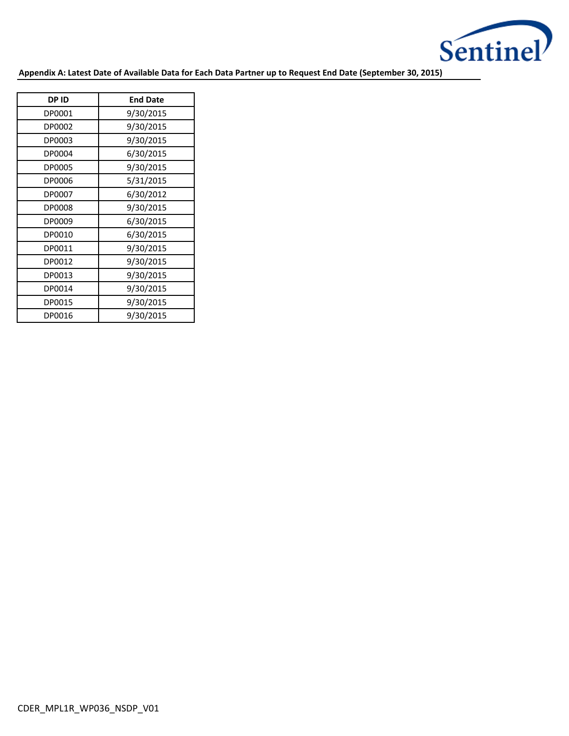**Appendix A: Latest Date of Available Data for Each Data Partner up to Request End Date (September 30, 2015)**

| DP ID | End Date |
| --- | --- |
| DP0001 | 9/30/2015 |
| DP0002 | 9/30/2015 |
| DP0003 | 9/30/2015 |
| DP0004 | 6/30/2015 |
| DP0005 | 9/30/2015 |
| DP0006 | 5/31/2015 |
| DP0007 | 6/30/2012 |
| DP0008 | 9/30/2015 |
| DP0009 | 6/30/2015 |
| DP0010 | 6/30/2015 |
| DP0011 | 9/30/2015 |
| DP0012 | 9/30/2015 |
| DP0013 | 9/30/2015 |
| DP0014 | 9/30/2015 |
| DP0015 | 9/30/2015 |
| DP0016 | 9/30/2015 |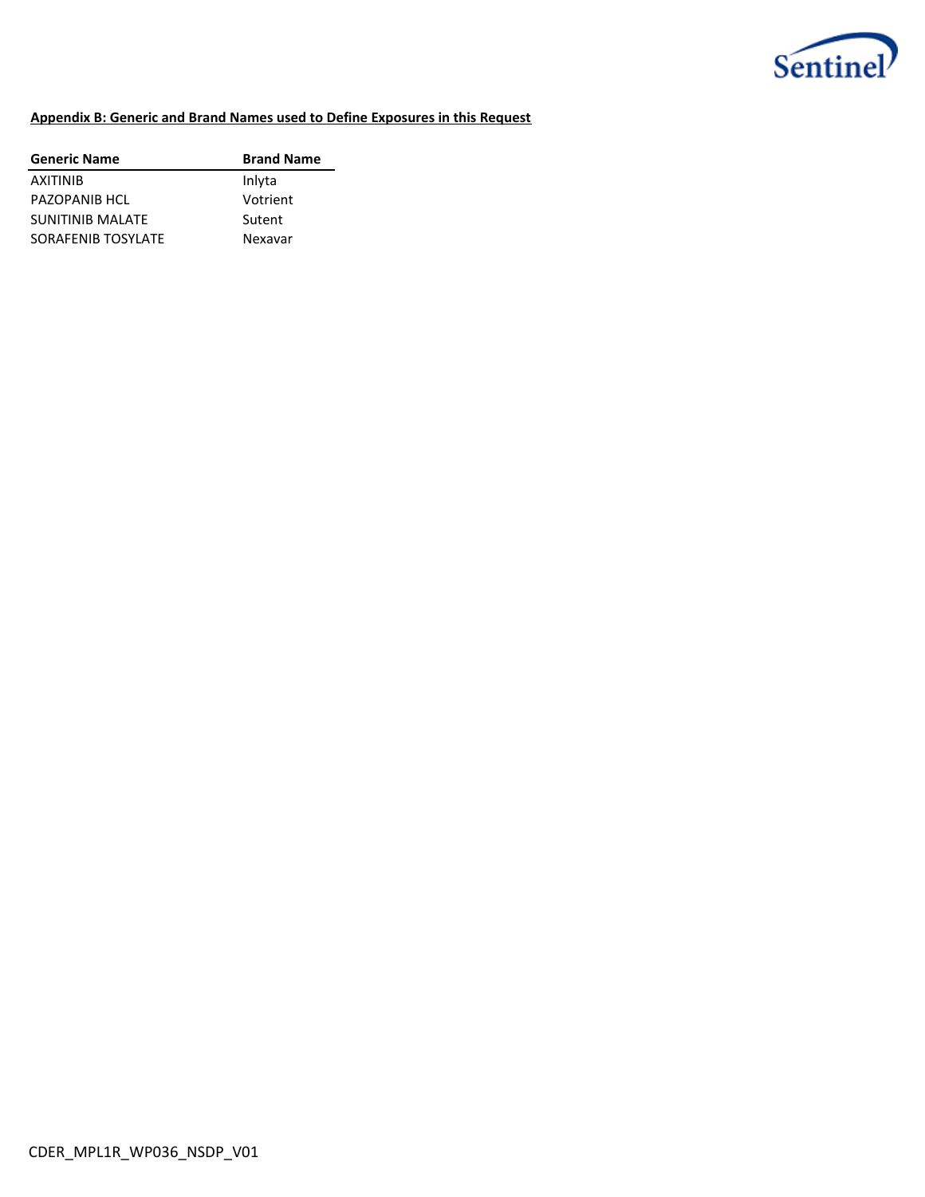**Appendix B: Generic and Brand Names used to Define Exposures in this Request**

| Generic Name | Brand Name |
|---|---|
| AXITINIB | Inlyta |
| PAZOPANIB HCL | Votrient |
| SUNITINIB MALATE | Sutent |
| SORAFENIB TOSYLATE | Nexavar |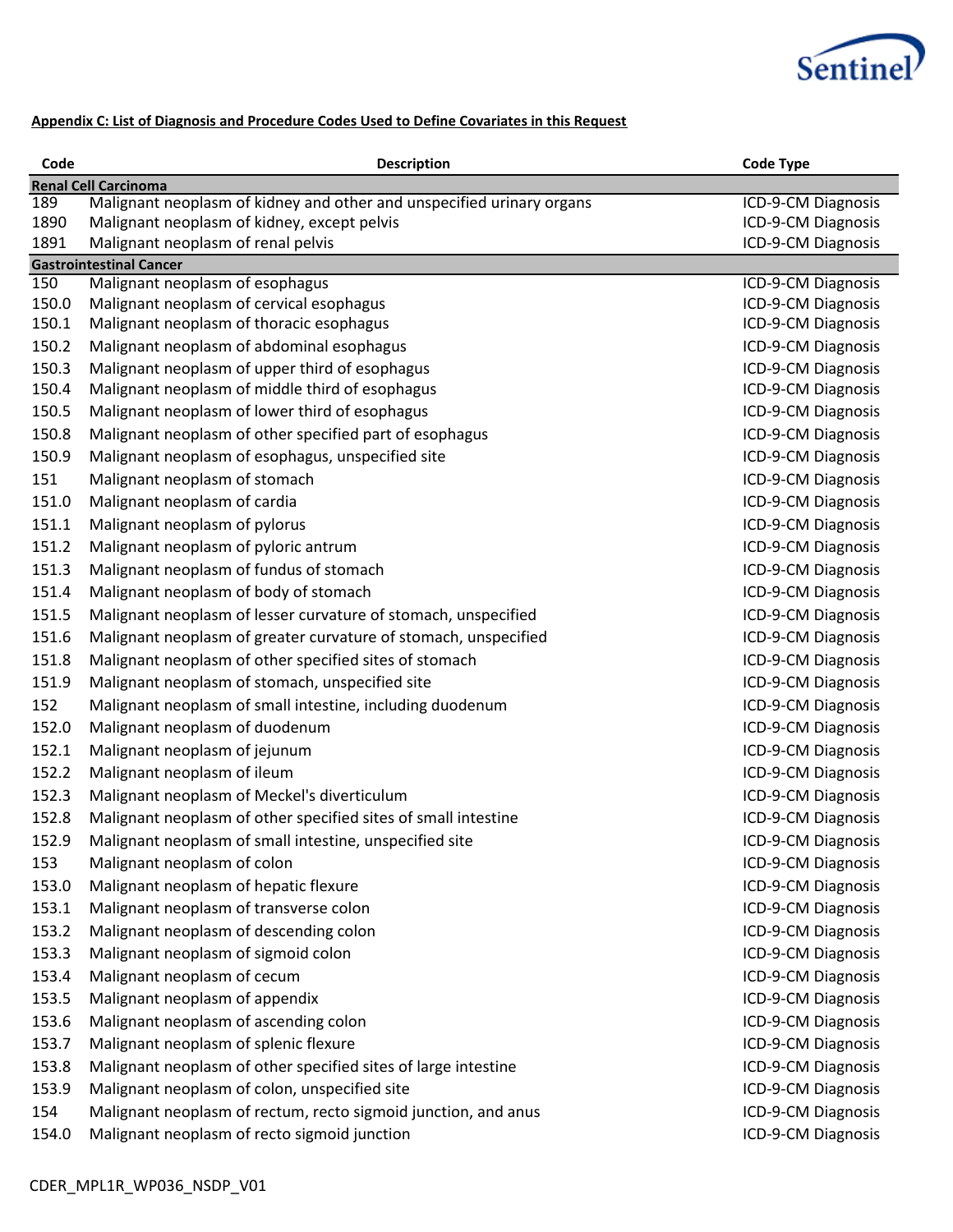**Appendix C: List of Diagnosis and Procedure Codes Used to Define Covariates in this Request**

| Code | Description | Code Type |
|---|---|---|
| **Renal Cell Carcinoma** | | |
| 189 | Malignant neoplasm of kidney and other and unspecified urinary organs | ICD-9-CM Diagnosis |
| 1890 | Malignant neoplasm of kidney, except pelvis | ICD-9-CM Diagnosis |
| 1891 | Malignant neoplasm of renal pelvis | ICD-9-CM Diagnosis |
| **Gastrointestinal Cancer** | | |
| 150 | Malignant neoplasm of esophagus | ICD-9-CM Diagnosis |
| 150.0 | Malignant neoplasm of cervical esophagus | ICD-9-CM Diagnosis |
| 150.1 | Malignant neoplasm of thoracic esophagus | ICD-9-CM Diagnosis |
| 150.2 | Malignant neoplasm of abdominal esophagus | ICD-9-CM Diagnosis |
| 150.3 | Malignant neoplasm of upper third of esophagus | ICD-9-CM Diagnosis |
| 150.4 | Malignant neoplasm of middle third of esophagus | ICD-9-CM Diagnosis |
| 150.5 | Malignant neoplasm of lower third of esophagus | ICD-9-CM Diagnosis |
| 150.8 | Malignant neoplasm of other specified part of esophagus | ICD-9-CM Diagnosis |
| 150.9 | Malignant neoplasm of esophagus, unspecified site | ICD-9-CM Diagnosis |
| 151 | Malignant neoplasm of stomach | ICD-9-CM Diagnosis |
| 151.0 | Malignant neoplasm of cardia | ICD-9-CM Diagnosis |
| 151.1 | Malignant neoplasm of pylorus | ICD-9-CM Diagnosis |
| 151.2 | Malignant neoplasm of pyloric antrum | ICD-9-CM Diagnosis |
| 151.3 | Malignant neoplasm of fundus of stomach | ICD-9-CM Diagnosis |
| 151.4 | Malignant neoplasm of body of stomach | ICD-9-CM Diagnosis |
| 151.5 | Malignant neoplasm of lesser curvature of stomach, unspecified | ICD-9-CM Diagnosis |
| 151.6 | Malignant neoplasm of greater curvature of stomach, unspecified | ICD-9-CM Diagnosis |
| 151.8 | Malignant neoplasm of other specified sites of stomach | ICD-9-CM Diagnosis |
| 151.9 | Malignant neoplasm of stomach, unspecified site | ICD-9-CM Diagnosis |
| 152 | Malignant neoplasm of small intestine, including duodenum | ICD-9-CM Diagnosis |
| 152.0 | Malignant neoplasm of duodenum | ICD-9-CM Diagnosis |
| 152.1 | Malignant neoplasm of jejunum | ICD-9-CM Diagnosis |
| 152.2 | Malignant neoplasm of ileum | ICD-9-CM Diagnosis |
| 152.3 | Malignant neoplasm of Meckel's diverticulum | ICD-9-CM Diagnosis |
| 152.8 | Malignant neoplasm of other specified sites of small intestine | ICD-9-CM Diagnosis |
| 152.9 | Malignant neoplasm of small intestine, unspecified site | ICD-9-CM Diagnosis |
| 153 | Malignant neoplasm of colon | ICD-9-CM Diagnosis |
| 153.0 | Malignant neoplasm of hepatic flexure | ICD-9-CM Diagnosis |
| 153.1 | Malignant neoplasm of transverse colon | ICD-9-CM Diagnosis |
| 153.2 | Malignant neoplasm of descending colon | ICD-9-CM Diagnosis |
| 153.3 | Malignant neoplasm of sigmoid colon | ICD-9-CM Diagnosis |
| 153.4 | Malignant neoplasm of cecum | ICD-9-CM Diagnosis |
| 153.5 | Malignant neoplasm of appendix | ICD-9-CM Diagnosis |
| 153.6 | Malignant neoplasm of ascending colon | ICD-9-CM Diagnosis |
| 153.7 | Malignant neoplasm of splenic flexure | ICD-9-CM Diagnosis |
| 153.8 | Malignant neoplasm of other specified sites of large intestine | ICD-9-CM Diagnosis |
| 153.9 | Malignant neoplasm of colon, unspecified site | ICD-9-CM Diagnosis |
| 154 | Malignant neoplasm of rectum, recto sigmoid junction, and anus | ICD-9-CM Diagnosis |
| 154.0 | Malignant neoplasm of recto sigmoid junction | ICD-9-CM Diagnosis |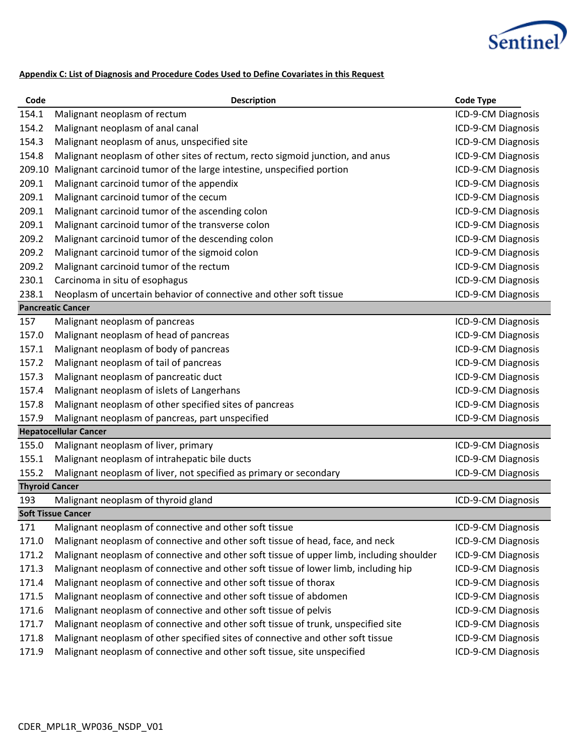**Appendix C: List of Diagnosis and Procedure Codes Used to Define Covariates in this Request**

| Code | Description | Code Type |
|---|---|---|
| 154.1 | Malignant neoplasm of rectum | ICD-9-CM Diagnosis |
| 154.2 | Malignant neoplasm of anal canal | ICD-9-CM Diagnosis |
| 154.3 | Malignant neoplasm of anus, unspecified site | ICD-9-CM Diagnosis |
| 154.8 | Malignant neoplasm of other sites of rectum, recto sigmoid junction, and anus | ICD-9-CM Diagnosis |
| 209.10 | Malignant carcinoid tumor of the large intestine, unspecified portion | ICD-9-CM Diagnosis |
| 209.1 | Malignant carcinoid tumor of the appendix | ICD-9-CM Diagnosis |
| 209.1 | Malignant carcinoid tumor of the cecum | ICD-9-CM Diagnosis |
| 209.1 | Malignant carcinoid tumor of the ascending colon | ICD-9-CM Diagnosis |
| 209.1 | Malignant carcinoid tumor of the transverse colon | ICD-9-CM Diagnosis |
| 209.2 | Malignant carcinoid tumor of the descending colon | ICD-9-CM Diagnosis |
| 209.2 | Malignant carcinoid tumor of the sigmoid colon | ICD-9-CM Diagnosis |
| 209.2 | Malignant carcinoid tumor of the rectum | ICD-9-CM Diagnosis |
| 230.1 | Carcinoma in situ of esophagus | ICD-9-CM Diagnosis |
| 238.1 | Neoplasm of uncertain behavior of connective and other soft tissue | ICD-9-CM Diagnosis |
| **Pancreatic Cancer** | | |
| 157 | Malignant neoplasm of pancreas | ICD-9-CM Diagnosis |
| 157.0 | Malignant neoplasm of head of pancreas | ICD-9-CM Diagnosis |
| 157.1 | Malignant neoplasm of body of pancreas | ICD-9-CM Diagnosis |
| 157.2 | Malignant neoplasm of tail of pancreas | ICD-9-CM Diagnosis |
| 157.3 | Malignant neoplasm of pancreatic duct | ICD-9-CM Diagnosis |
| 157.4 | Malignant neoplasm of islets of Langerhans | ICD-9-CM Diagnosis |
| 157.8 | Malignant neoplasm of other specified sites of pancreas | ICD-9-CM Diagnosis |
| 157.9 | Malignant neoplasm of pancreas, part unspecified | ICD-9-CM Diagnosis |
| **Hepatocellular Cancer** | | |
| 155.0 | Malignant neoplasm of liver, primary | ICD-9-CM Diagnosis |
| 155.1 | Malignant neoplasm of intrahepatic bile ducts | ICD-9-CM Diagnosis |
| 155.2 | Malignant neoplasm of liver, not specified as primary or secondary | ICD-9-CM Diagnosis |
| **Thyroid Cancer** | | |
| 193 | Malignant neoplasm of thyroid gland | ICD-9-CM Diagnosis |
| **Soft Tissue Cancer** | | |
| 171 | Malignant neoplasm of connective and other soft tissue | ICD-9-CM Diagnosis |
| 171.0 | Malignant neoplasm of connective and other soft tissue of head, face, and neck | ICD-9-CM Diagnosis |
| 171.2 | Malignant neoplasm of connective and other soft tissue of upper limb, including shoulder | ICD-9-CM Diagnosis |
| 171.3 | Malignant neoplasm of connective and other soft tissue of lower limb, including hip | ICD-9-CM Diagnosis |
| 171.4 | Malignant neoplasm of connective and other soft tissue of thorax | ICD-9-CM Diagnosis |
| 171.5 | Malignant neoplasm of connective and other soft tissue of abdomen | ICD-9-CM Diagnosis |
| 171.6 | Malignant neoplasm of connective and other soft tissue of pelvis | ICD-9-CM Diagnosis |
| 171.7 | Malignant neoplasm of connective and other soft tissue of trunk, unspecified site | ICD-9-CM Diagnosis |
| 171.8 | Malignant neoplasm of other specified sites of connective and other soft tissue | ICD-9-CM Diagnosis |
| 171.9 | Malignant neoplasm of connective and other soft tissue, site unspecified | ICD-9-CM Diagnosis |

CDER_MPL1R_WP036_NSDP_V01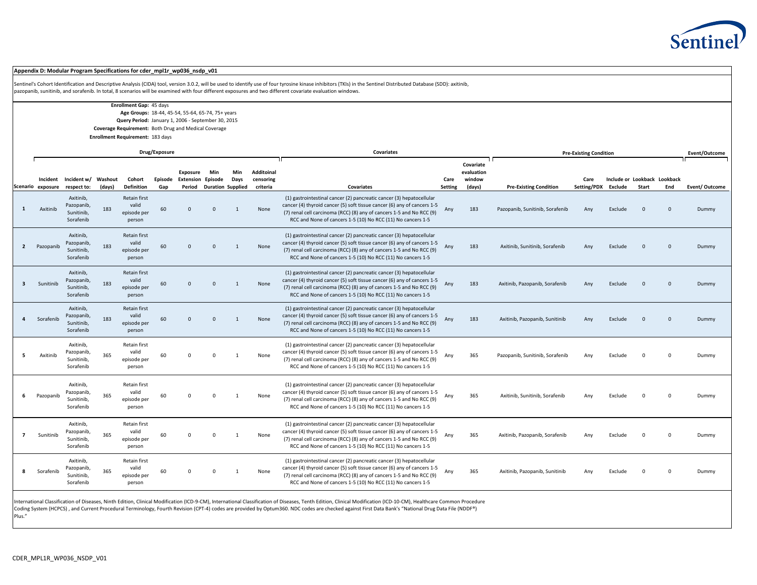**Appendix D: Modular Program Specifications for cder_mpl1r_wp036_nsdp_v01**

Sentinel's Cohort Identification and Descriptive Analysis (CIDA) tool, version 3.0.2, will be used to identify use of four tyrosine kinase inhibitors (TKIs) in the Sentinel Distributed Database (SDD): axitinib, pazopanib, sunitinib, and sorafenib. In total, 8 scenarios will be examined with four different exposures and two different covariate evaluation windows.

**Enrollment Gap:** 45 days
**Age Groups:** 18-44, 45-54, 55-64, 65-74, 75+ years
**Query Period:** January 1, 2006 - September 30, 2015
**Coverage Requirement:** Both Drug and Medical Coverage
**Enrollment Requirement:** 183 days

| | Drug/Exposure | | | | | | | | | Covariates | | | Pre-Existing Condition | | | | | Event/Outcome |
|---|---|---|---|---|---|---|---|---|---|---|---|---|---|---|---|---|---|---|
| Scenario | Incident exposure | Incident w/ respect to: | Washout (days) | Cohort Definition | Episode Gap | Exposure Extension Period | Min Episode Duration | Min Days Supplied | Additoinal censoring criteria | Covariates | Care Setting | Covariate evaluation window (days) | Pre-Existing Condition | Care Setting/PDX | Include or Exclude | Lookback Start | Lookback End | Event/ Outcome |
| 1 | Axitinib | Axitinib, Pazopanib, Sunitinib, Sorafenib | 183 | Retain first valid episode per person | 60 | 0 | 0 | 1 | None | (1) gastrointestinal cancer (2) pancreatic cancer (3) hepatocellular cancer (4) thyroid cancer (5) soft tissue cancer (6) any of cancers 1-5 (7) renal cell carcinoma (RCC) (8) any of cancers 1-5 and No RCC (9) RCC and None of cancers 1-5 (10) No RCC (11) No cancers 1-5 | Any | 183 | Pazopanib, Sunitinib, Sorafenib | Any | Exclude | 0 | 0 | Dummy |
| 2 | Pazopanib | Axitinib, Pazopanib, Sunitinib, Sorafenib | 183 | Retain first valid episode per person | 60 | 0 | 0 | 1 | None | (1) gastrointestinal cancer (2) pancreatic cancer (3) hepatocellular cancer (4) thyroid cancer (5) soft tissue cancer (6) any of cancers 1-5 (7) renal cell carcinoma (RCC) (8) any of cancers 1-5 and No RCC (9) RCC and None of cancers 1-5 (10) No RCC (11) No cancers 1-5 | Any | 183 | Axitinib, Sunitinib, Sorafenib | Any | Exclude | 0 | 0 | Dummy |
| 3 | Sunitinib | Axitinib, Pazopanib, Sunitinib, Sorafenib | 183 | Retain first valid episode per person | 60 | 0 | 0 | 1 | None | (1) gastrointestinal cancer (2) pancreatic cancer (3) hepatocellular cancer (4) thyroid cancer (5) soft tissue cancer (6) any of cancers 1-5 (7) renal cell carcinoma (RCC) (8) any of cancers 1-5 and No RCC (9) RCC and None of cancers 1-5 (10) No RCC (11) No cancers 1-5 | Any | 183 | Axitinib, Pazopanib, Sorafenib | Any | Exclude | 0 | 0 | Dummy |
| 4 | Sorafenib | Axitinib, Pazopanib, Sunitinib, Sorafenib | 183 | Retain first valid episode per person | 60 | 0 | 0 | 1 | None | (1) gastrointestinal cancer (2) pancreatic cancer (3) hepatocellular cancer (4) thyroid cancer (5) soft tissue cancer (6) any of cancers 1-5 (7) renal cell carcinoma (RCC) (8) any of cancers 1-5 and No RCC (9) RCC and None of cancers 1-5 (10) No RCC (11) No cancers 1-5 | Any | 183 | Axitinib, Pazopanib, Sunitinib | Any | Exclude | 0 | 0 | Dummy |
| 5 | Axitinib | Axitinib, Pazopanib, Sunitinib, Sorafenib | 365 | Retain first valid episode per person | 60 | 0 | 0 | 1 | None | (1) gastrointestinal cancer (2) pancreatic cancer (3) hepatocellular cancer (4) thyroid cancer (5) soft tissue cancer (6) any of cancers 1-5 (7) renal cell carcinoma (RCC) (8) any of cancers 1-5 and No RCC (9) RCC and None of cancers 1-5 (10) No RCC (11) No cancers 1-5 | Any | 365 | Pazopanib, Sunitinib, Sorafenib | Any | Exclude | 0 | 0 | Dummy |
| 6 | Pazopanib | Axitinib, Pazopanib, Sunitinib, Sorafenib | 365 | Retain first valid episode per person | 60 | 0 | 0 | 1 | None | (1) gastrointestinal cancer (2) pancreatic cancer (3) hepatocellular cancer (4) thyroid cancer (5) soft tissue cancer (6) any of cancers 1-5 (7) renal cell carcinoma (RCC) (8) any of cancers 1-5 and No RCC (9) RCC and None of cancers 1-5 (10) No RCC (11) No cancers 1-5 | Any | 365 | Axitinib, Sunitinib, Sorafenib | Any | Exclude | 0 | 0 | Dummy |
| 7 | Sunitinib | Axitinib, Pazopanib, Sunitinib, Sorafenib | 365 | Retain first valid episode per person | 60 | 0 | 0 | 1 | None | (1) gastrointestinal cancer (2) pancreatic cancer (3) hepatocellular cancer (4) thyroid cancer (5) soft tissue cancer (6) any of cancers 1-5 (7) renal cell carcinoma (RCC) (8) any of cancers 1-5 and No RCC (9) RCC and None of cancers 1-5 (10) No RCC (11) No cancers 1-5 | Any | 365 | Axitinib, Pazopanib, Sorafenib | Any | Exclude | 0 | 0 | Dummy |
| 8 | Sorafenib | Axitinib, Pazopanib, Sunitinib, Sorafenib | 365 | Retain first valid episode per person | 60 | 0 | 0 | 1 | None | (1) gastrointestinal cancer (2) pancreatic cancer (3) hepatocellular cancer (4) thyroid cancer (5) soft tissue cancer (6) any of cancers 1-5 (7) renal cell carcinoma (RCC) (8) any of cancers 1-5 and No RCC (9) RCC and None of cancers 1-5 (10) No RCC (11) No cancers 1-5 | Any | 365 | Axitinib, Pazopanib, Sunitinib | Any | Exclude | 0 | 0 | Dummy |

International Classification of Diseases, Ninth Edition, Clinical Modification (ICD-9-CM), International Classification of Diseases, Tenth Edition, Clinical Modification (ICD-10-CM), Healthcare Common Procedure Coding System (HCPCS) , and Current Procedural Terminology, Fourth Revision (CPT-4) codes are provided by Optum360. NDC codes are checked against First Data Bank's "National Drug Data File (NDDF®) Plus."